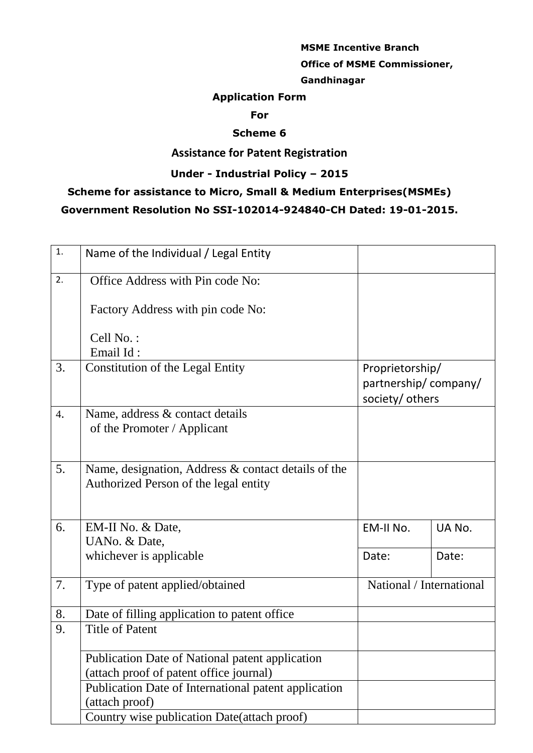**MSME Incentive Branch**

**Office of MSME Commissioner,**

**Gandhinagar**

**Application Form**

**For**

**Scheme 6**

**Assistance for Patent Registration**

**Under - Industrial Policy – 2015**

**Scheme for assistance to Micro, Small & Medium Enterprises(MSMEs)**

**Government Resolution No SSI-102014-924840-CH Dated: 19-01-2015.**

| | | | |
|---|---|---|---|
| 1. | Name of the Individual / Legal Entity | | |
| 2. | Office Address with Pin code No:<br><br>Factory Address with pin code No:<br><br>Cell No. :<br>Email Id : | | |
| 3. | Constitution of the Legal Entity | Proprietorship/ partnership/ company/ society/ others | |
| 4. | Name, address & contact details of the Promoter / Applicant | | |
| 5. | Name, designation, Address & contact details of the Authorized Person of the legal entity | | |
| 6. | EM-II No. & Date,<br>UANo. & Date,<br>whichever is applicable | EM-II No. | UA No. |
| | | Date: | Date: |
| 7. | Type of patent applied/obtained | National / International | |
| 8. | Date of filling application to patent office | | |
| 9. | Title of Patent | | |
| | Publication Date of National patent application (attach proof of patent office journal) | | |
| | Publication Date of International patent application (attach proof) | | |
| | Country wise publication Date(attach proof) | | |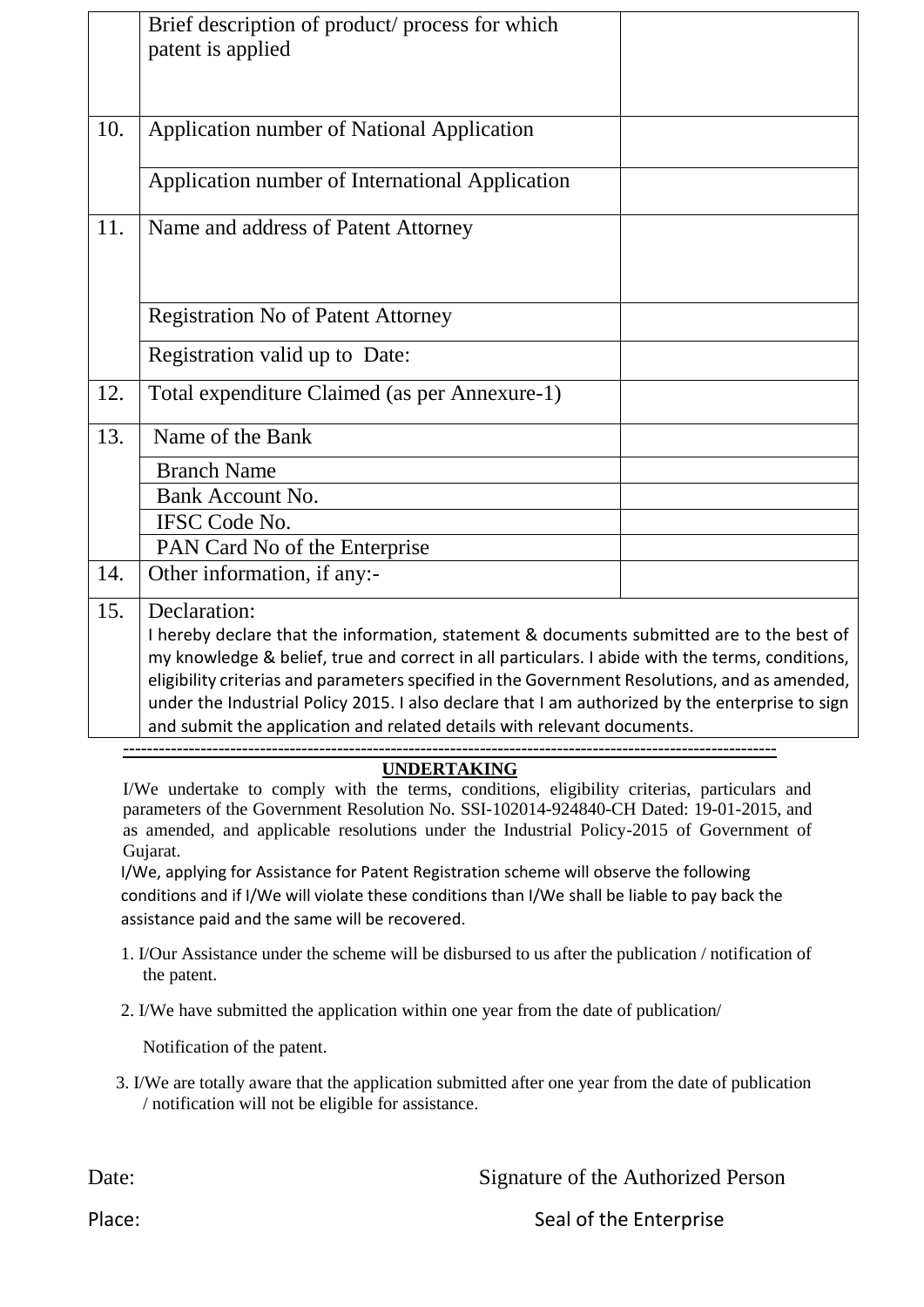| | | |
|---|---|---|
| | Brief description of product/ process for which patent is applied | |
| 10. | Application number of National Application | |
| | Application number of International Application | |
| 11. | Name and address of Patent Attorney | |
| | Registration No of Patent Attorney | |
| | Registration valid up to Date: | |
| 12. | Total expenditure Claimed (as per Annexure-1) | |
| 13. | Name of the Bank | |
| | Branch Name | |
| | Bank Account No. | |
| | IFSC Code No. | |
| | PAN Card No of the Enterprise | |
| 14. | Other information, if any:- | |
| 15. | Declaration: I hereby declare that the information, statement & documents submitted are to the best of my knowledge & belief, true and correct in all particulars. I abide with the terms, conditions, eligibility criterias and parameters specified in the Government Resolutions, and as amended, under the Industrial Policy 2015. I also declare that I am authorized by the enterprise to sign and submit the application and related details with relevant documents. | |

---

**UNDERTAKING**

I/We undertake to comply with the terms, conditions, eligibility criterias, particulars and parameters of the Government Resolution No. SSI-102014-924840-CH Dated: 19-01-2015, and as amended, and applicable resolutions under the Industrial Policy-2015 of Government of Gujarat.

I/We, applying for Assistance for Patent Registration scheme will observe the following conditions and if I/We will violate these conditions than I/We shall be liable to pay back the assistance paid and the same will be recovered.

1. I/Our Assistance under the scheme will be disbursed to us after the publication / notification of the patent.
2. I/We have submitted the application within one year from the date of publication/ Notification of the patent.
3. I/We are totally aware that the application submitted after one year from the date of publication / notification will not be eligible for assistance.

Date: Signature of the Authorized Person

Place: Seal of the Enterprise